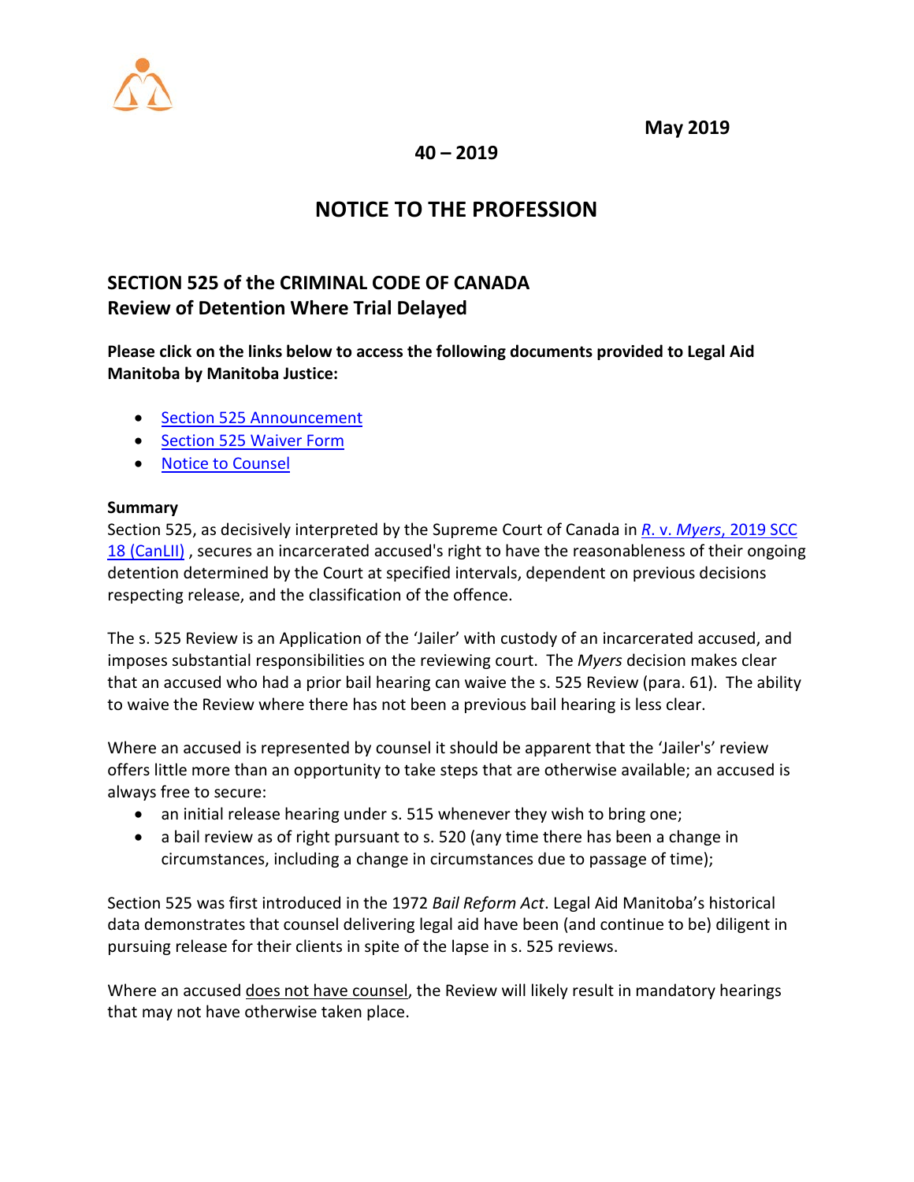May 2019

40 – 2019

# NOTICE TO THE PROFESSION

## SECTION 525 of the CRIMINAL CODE OF CANADA
## Review of Detention Where Trial Delayed

**Please click on the links below to access the following documents provided to Legal Aid Manitoba by Manitoba Justice:**

- Section 525 Announcement
- Section 525 Waiver Form
- Notice to Counsel

**Summary**

Section 525, as decisively interpreted by the Supreme Court of Canada in *R.* v. *Myers*, 2019 SCC 18 (CanLII) , secures an incarcerated accused's right to have the reasonableness of their ongoing detention determined by the Court at specified intervals, dependent on previous decisions respecting release, and the classification of the offence.

The s. 525 Review is an Application of the 'Jailer' with custody of an incarcerated accused, and imposes substantial responsibilities on the reviewing court. The *Myers* decision makes clear that an accused who had a prior bail hearing can waive the s. 525 Review (para. 61). The ability to waive the Review where there has not been a previous bail hearing is less clear.

Where an accused is represented by counsel it should be apparent that the 'Jailer's' review offers little more than an opportunity to take steps that are otherwise available; an accused is always free to secure:

- an initial release hearing under s. 515 whenever they wish to bring one;
- a bail review as of right pursuant to s. 520 (any time there has been a change in circumstances, including a change in circumstances due to passage of time);

Section 525 was first introduced in the 1972 *Bail Reform Act*. Legal Aid Manitoba's historical data demonstrates that counsel delivering legal aid have been (and continue to be) diligent in pursuing release for their clients in spite of the lapse in s. 525 reviews.

Where an accused does not have counsel, the Review will likely result in mandatory hearings that may not have otherwise taken place.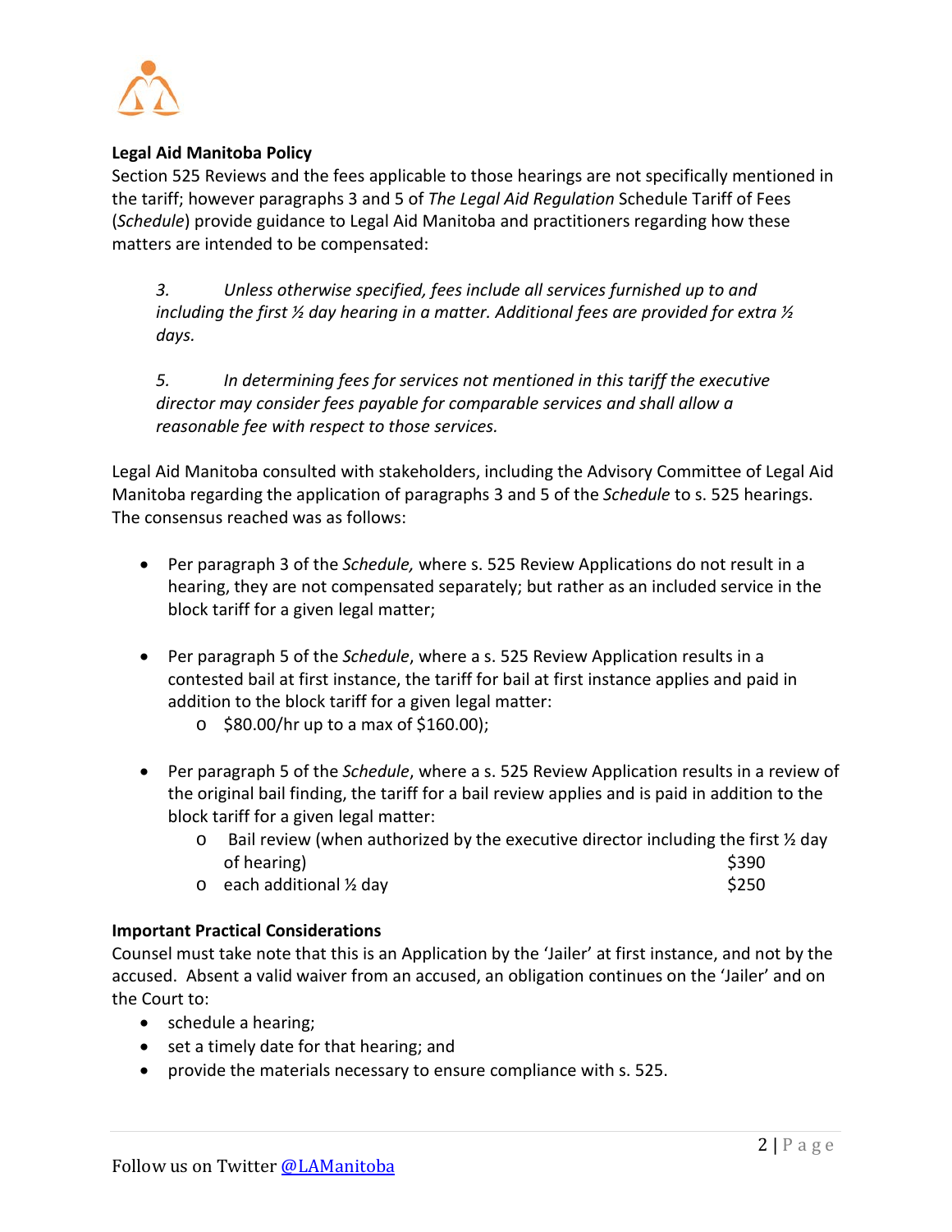**Legal Aid Manitoba Policy**

Section 525 Reviews and the fees applicable to those hearings are not specifically mentioned in the tariff; however paragraphs 3 and 5 of *The Legal Aid Regulation* Schedule Tariff of Fees (*Schedule*) provide guidance to Legal Aid Manitoba and practitioners regarding how these matters are intended to be compensated:

> *3. Unless otherwise specified, fees include all services furnished up to and including the first ½ day hearing in a matter. Additional fees are provided for extra ½ days.*
>
> *5. In determining fees for services not mentioned in this tariff the executive director may consider fees payable for comparable services and shall allow a reasonable fee with respect to those services.*

Legal Aid Manitoba consulted with stakeholders, including the Advisory Committee of Legal Aid Manitoba regarding the application of paragraphs 3 and 5 of the *Schedule* to s. 525 hearings. The consensus reached was as follows:

- Per paragraph 3 of the *Schedule,* where s. 525 Review Applications do not result in a hearing, they are not compensated separately; but rather as an included service in the block tariff for a given legal matter;
- Per paragraph 5 of the *Schedule*, where a s. 525 Review Application results in a contested bail at first instance, the tariff for bail at first instance applies and paid in addition to the block tariff for a given legal matter:
  - $80.00/hr up to a max of $160.00);
- Per paragraph 5 of the *Schedule*, where a s. 525 Review Application results in a review of the original bail finding, the tariff for a bail review applies and is paid in addition to the block tariff for a given legal matter:
  - Bail review (when authorized by the executive director including the first ½ day of hearing) $390
  - each additional ½ day $250

**Important Practical Considerations**

Counsel must take note that this is an Application by the 'Jailer' at first instance, and not by the accused. Absent a valid waiver from an accused, an obligation continues on the 'Jailer' and on the Court to:

- schedule a hearing;
- set a timely date for that hearing; and
- provide the materials necessary to ensure compliance with s. 525.

Follow us on Twitter [@LAManitoba]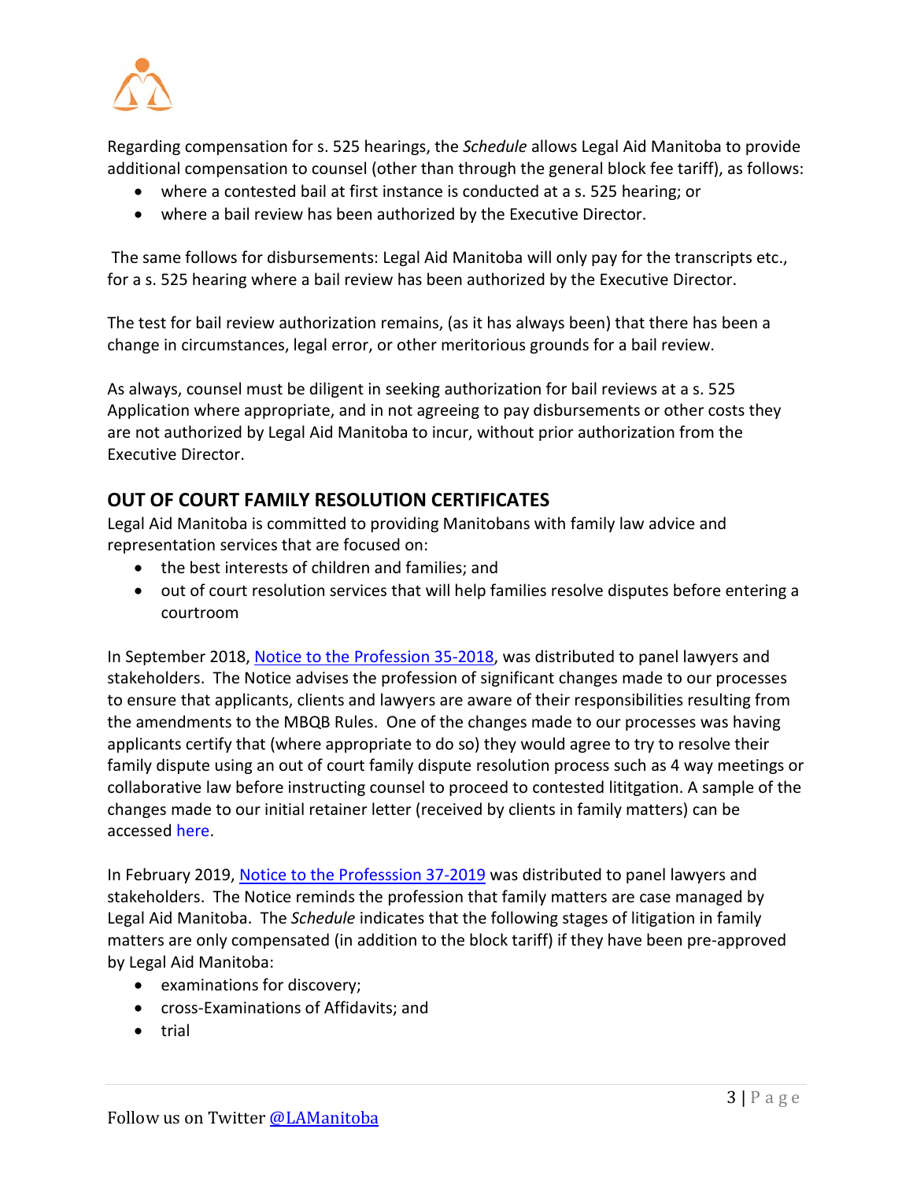Regarding compensation for s. 525 hearings, the *Schedule* allows Legal Aid Manitoba to provide additional compensation to counsel (other than through the general block fee tariff), as follows:

- where a contested bail at first instance is conducted at a s. 525 hearing; or
- where a bail review has been authorized by the Executive Director.

The same follows for disbursements: Legal Aid Manitoba will only pay for the transcripts etc., for a s. 525 hearing where a bail review has been authorized by the Executive Director.

The test for bail review authorization remains, (as it has always been) that there has been a change in circumstances, legal error, or other meritorious grounds for a bail review.

As always, counsel must be diligent in seeking authorization for bail reviews at a s. 525 Application where appropriate, and in not agreeing to pay disbursements or other costs they are not authorized by Legal Aid Manitoba to incur, without prior authorization from the Executive Director.

## OUT OF COURT FAMILY RESOLUTION CERTIFICATES

Legal Aid Manitoba is committed to providing Manitobans with family law advice and representation services that are focused on:

- the best interests of children and families; and
- out of court resolution services that will help families resolve disputes before entering a courtroom

In September 2018, Notice to the Profession 35-2018, was distributed to panel lawyers and stakeholders. The Notice advises the profession of significant changes made to our processes to ensure that applicants, clients and lawyers are aware of their responsibilities resulting from the amendments to the MBQB Rules. One of the changes made to our processes was having applicants certify that (where appropriate to do so) they would agree to try to resolve their family dispute using an out of court family dispute resolution process such as 4 way meetings or collaborative law before instructing counsel to proceed to contested lititgation. A sample of the changes made to our initial retainer letter (received by clients in family matters) can be accessed here.

In February 2019, Notice to the Professsion 37-2019 was distributed to panel lawyers and stakeholders. The Notice reminds the profession that family matters are case managed by Legal Aid Manitoba. The *Schedule* indicates that the following stages of litigation in family matters are only compensated (in addition to the block tariff) if they have been pre-approved by Legal Aid Manitoba:

- examinations for discovery;
- cross-Examinations of Affidavits; and
- trial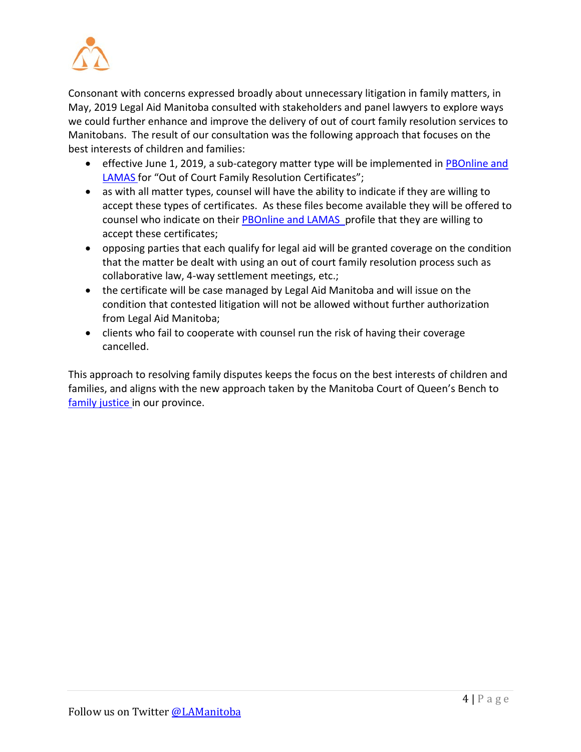Consonant with concerns expressed broadly about unnecessary litigation in family matters, in May, 2019 Legal Aid Manitoba consulted with stakeholders and panel lawyers to explore ways we could further enhance and improve the delivery of out of court family resolution services to Manitobans. The result of our consultation was the following approach that focuses on the best interests of children and families:

- effective June 1, 2019, a sub-category matter type will be implemented in PBOnline and LAMAS for "Out of Court Family Resolution Certificates";
- as with all matter types, counsel will have the ability to indicate if they are willing to accept these types of certificates. As these files become available they will be offered to counsel who indicate on their PBOnline and LAMAS profile that they are willing to accept these certificates;
- opposing parties that each qualify for legal aid will be granted coverage on the condition that the matter be dealt with using an out of court family resolution process such as collaborative law, 4-way settlement meetings, etc.;
- the certificate will be case managed by Legal Aid Manitoba and will issue on the condition that contested litigation will not be allowed without further authorization from Legal Aid Manitoba;
- clients who fail to cooperate with counsel run the risk of having their coverage cancelled.

This approach to resolving family disputes keeps the focus on the best interests of children and families, and aligns with the new approach taken by the Manitoba Court of Queen's Bench to family justice in our province.

Follow us on Twitter @LAManitoba